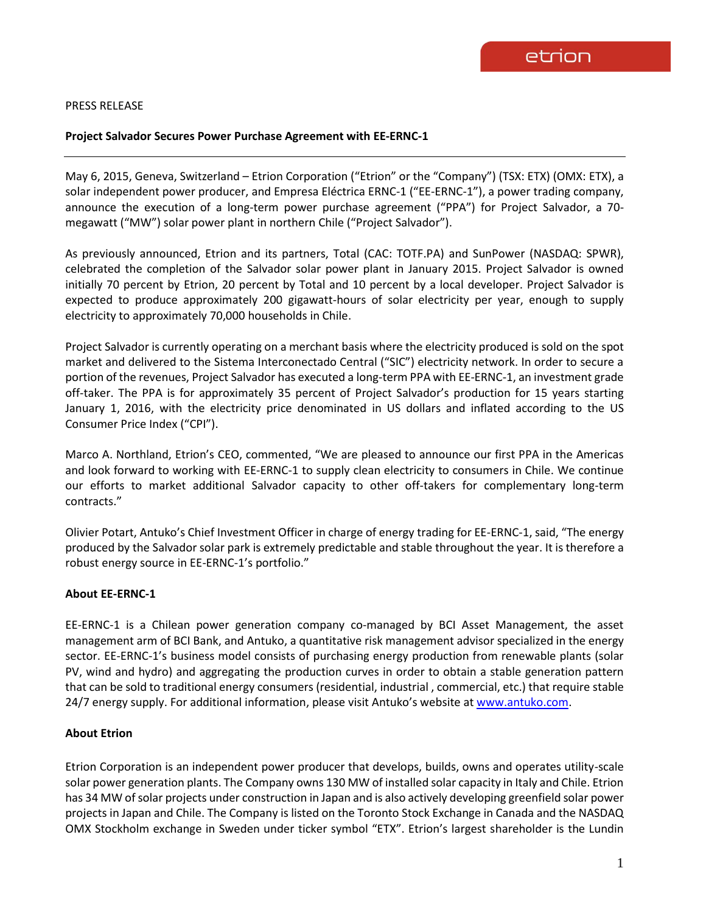PRESS RELEASE

**Project Salvador Secures Power Purchase Agreement with EE-ERNC-1**

---

May 6, 2015, Geneva, Switzerland – Etrion Corporation ("Etrion" or the "Company") (TSX: ETX) (OMX: ETX), a solar independent power producer, and Empresa Eléctrica ERNC-1 ("EE-ERNC-1"), a power trading company, announce the execution of a long-term power purchase agreement ("PPA") for Project Salvador, a 70-megawatt ("MW") solar power plant in northern Chile ("Project Salvador").

As previously announced, Etrion and its partners, Total (CAC: TOTF.PA) and SunPower (NASDAQ: SPWR), celebrated the completion of the Salvador solar power plant in January 2015. Project Salvador is owned initially 70 percent by Etrion, 20 percent by Total and 10 percent by a local developer. Project Salvador is expected to produce approximately 200 gigawatt-hours of solar electricity per year, enough to supply electricity to approximately 70,000 households in Chile.

Project Salvador is currently operating on a merchant basis where the electricity produced is sold on the spot market and delivered to the Sistema Interconectado Central ("SIC") electricity network. In order to secure a portion of the revenues, Project Salvador has executed a long-term PPA with EE-ERNC-1, an investment grade off-taker. The PPA is for approximately 35 percent of Project Salvador's production for 15 years starting January 1, 2016, with the electricity price denominated in US dollars and inflated according to the US Consumer Price Index ("CPI").

Marco A. Northland, Etrion's CEO, commented, "We are pleased to announce our first PPA in the Americas and look forward to working with EE-ERNC-1 to supply clean electricity to consumers in Chile. We continue our efforts to market additional Salvador capacity to other off-takers for complementary long-term contracts."

Olivier Potart, Antuko's Chief Investment Officer in charge of energy trading for EE-ERNC-1, said, "The energy produced by the Salvador solar park is extremely predictable and stable throughout the year. It is therefore a robust energy source in EE-ERNC-1's portfolio."

**About EE-ERNC-1**

EE-ERNC-1 is a Chilean power generation company co-managed by BCI Asset Management, the asset management arm of BCI Bank, and Antuko, a quantitative risk management advisor specialized in the energy sector. EE-ERNC-1's business model consists of purchasing energy production from renewable plants (solar PV, wind and hydro) and aggregating the production curves in order to obtain a stable generation pattern that can be sold to traditional energy consumers (residential, industrial , commercial, etc.) that require stable 24/7 energy supply. For additional information, please visit Antuko's website at www.antuko.com.

**About Etrion**

Etrion Corporation is an independent power producer that develops, builds, owns and operates utility-scale solar power generation plants. The Company owns 130 MW of installed solar capacity in Italy and Chile. Etrion has 34 MW of solar projects under construction in Japan and is also actively developing greenfield solar power projects in Japan and Chile. The Company is listed on the Toronto Stock Exchange in Canada and the NASDAQ OMX Stockholm exchange in Sweden under ticker symbol "ETX". Etrion's largest shareholder is the Lundin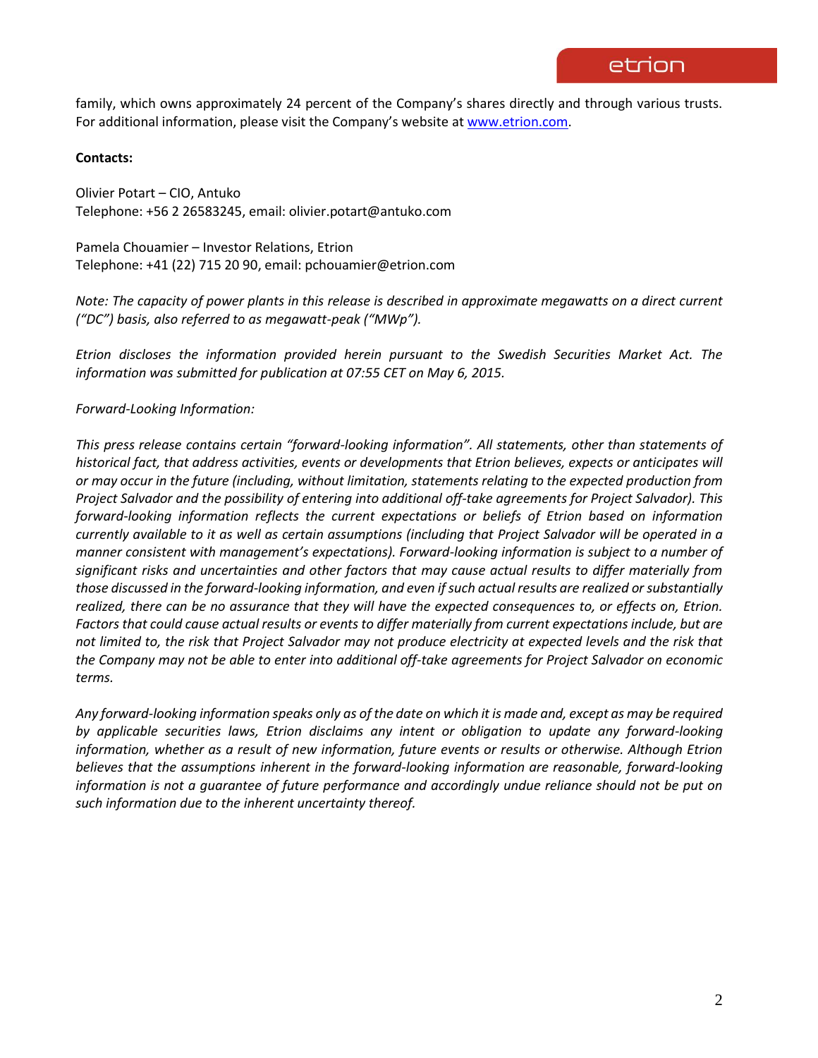family, which owns approximately 24 percent of the Company's shares directly and through various trusts. For additional information, please visit the Company's website at [www.etrion.com](http://www.etrion.com).

**Contacts:**

Olivier Potart – CIO, Antuko
Telephone: +56 2 26583245, email: olivier.potart@antuko.com

Pamela Chouamier – Investor Relations, Etrion
Telephone: +41 (22) 715 20 90, email: pchouamier@etrion.com

*Note: The capacity of power plants in this release is described in approximate megawatts on a direct current ("DC") basis, also referred to as megawatt-peak ("MWp").*

*Etrion discloses the information provided herein pursuant to the Swedish Securities Market Act. The information was submitted for publication at 07:55 CET on May 6, 2015.*

*Forward-Looking Information:*

*This press release contains certain "forward-looking information". All statements, other than statements of historical fact, that address activities, events or developments that Etrion believes, expects or anticipates will or may occur in the future (including, without limitation, statements relating to the expected production from Project Salvador and the possibility of entering into additional off-take agreements for Project Salvador). This forward-looking information reflects the current expectations or beliefs of Etrion based on information currently available to it as well as certain assumptions (including that Project Salvador will be operated in a manner consistent with management's expectations). Forward-looking information is subject to a number of significant risks and uncertainties and other factors that may cause actual results to differ materially from those discussed in the forward-looking information, and even if such actual results are realized or substantially realized, there can be no assurance that they will have the expected consequences to, or effects on, Etrion. Factors that could cause actual results or events to differ materially from current expectations include, but are not limited to, the risk that Project Salvador may not produce electricity at expected levels and the risk that the Company may not be able to enter into additional off-take agreements for Project Salvador on economic terms.*

*Any forward-looking information speaks only as of the date on which it is made and, except as may be required by applicable securities laws, Etrion disclaims any intent or obligation to update any forward-looking information, whether as a result of new information, future events or results or otherwise. Although Etrion believes that the assumptions inherent in the forward-looking information are reasonable, forward-looking information is not a guarantee of future performance and accordingly undue reliance should not be put on such information due to the inherent uncertainty thereof.*